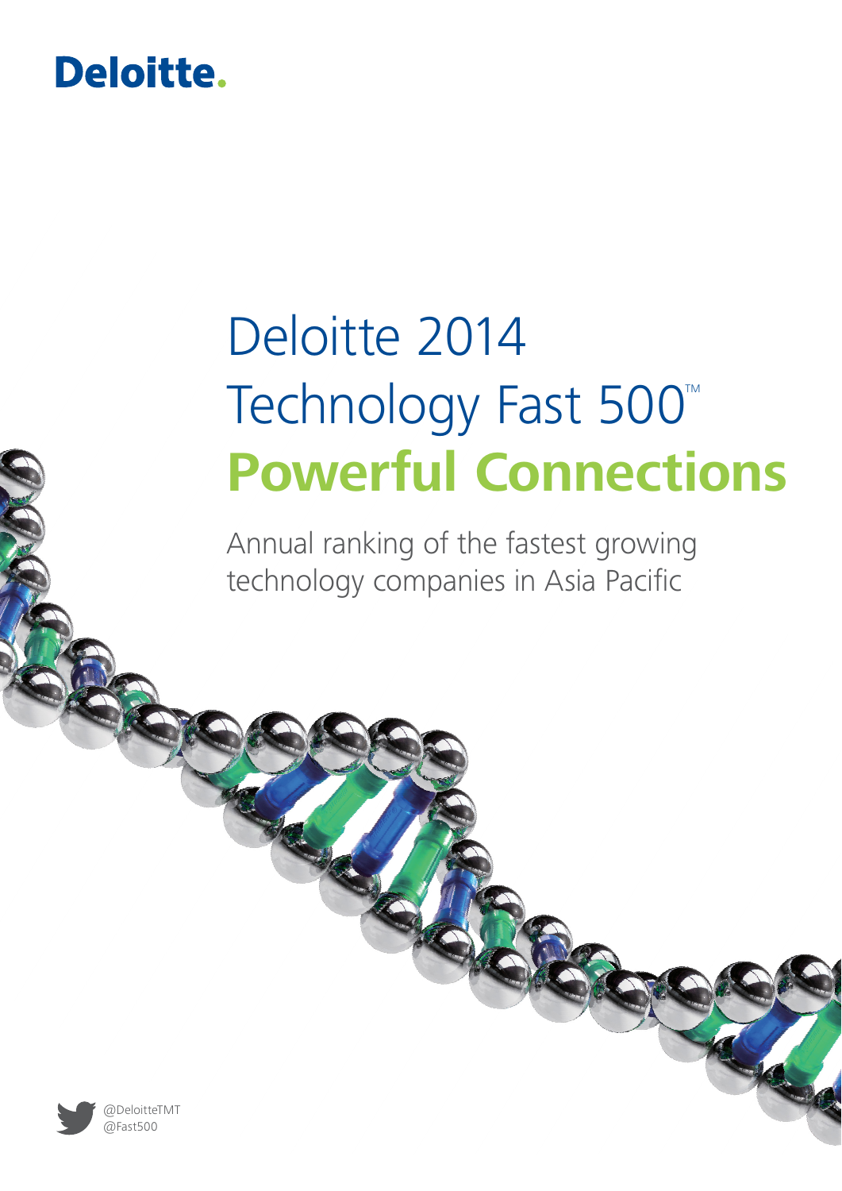Deloitte.

# Deloitte 2014 Technology Fast 500™

## Powerful Connections

Annual ranking of the fastest growing technology companies in Asia Pacific

@DeloitteTMT
@Fast500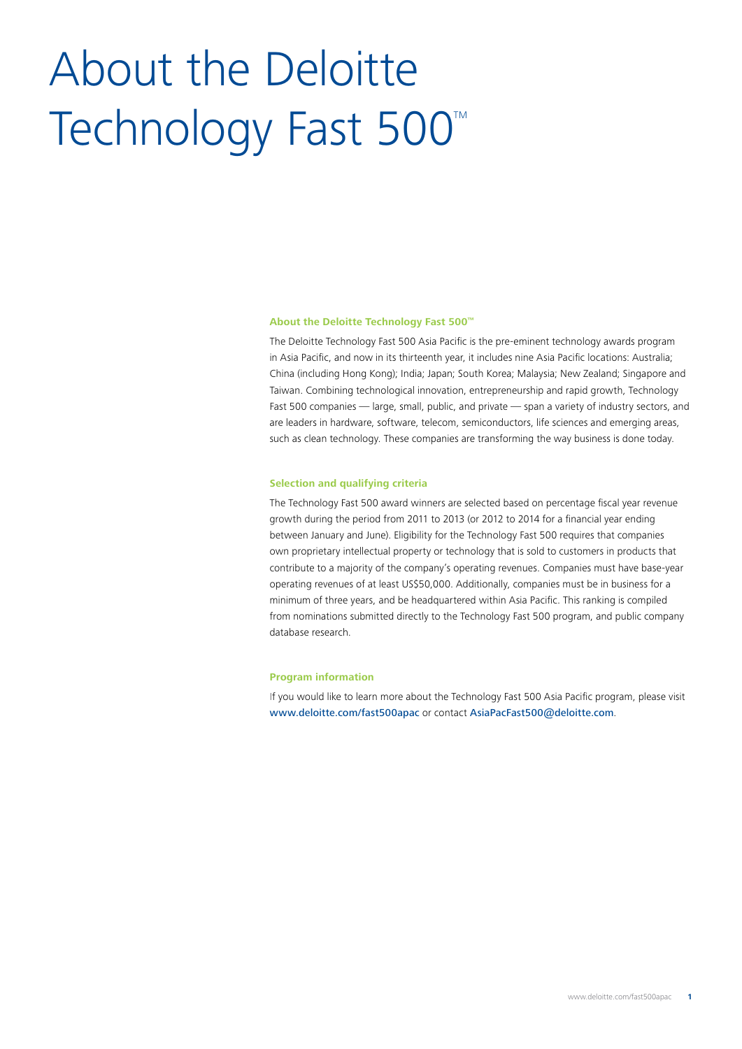# About the Deloitte Technology Fast 500™

### About the Deloitte Technology Fast 500™

The Deloitte Technology Fast 500 Asia Pacific is the pre-eminent technology awards program in Asia Pacific, and now in its thirteenth year, it includes nine Asia Pacific locations: Australia; China (including Hong Kong); India; Japan; South Korea; Malaysia; New Zealand; Singapore and Taiwan. Combining technological innovation, entrepreneurship and rapid growth, Technology Fast 500 companies — large, small, public, and private — span a variety of industry sectors, and are leaders in hardware, software, telecom, semiconductors, life sciences and emerging areas, such as clean technology. These companies are transforming the way business is done today.

### Selection and qualifying criteria

The Technology Fast 500 award winners are selected based on percentage fiscal year revenue growth during the period from 2011 to 2013 (or 2012 to 2014 for a financial year ending between January and June). Eligibility for the Technology Fast 500 requires that companies own proprietary intellectual property or technology that is sold to customers in products that contribute to a majority of the company's operating revenues. Companies must have base-year operating revenues of at least US$50,000. Additionally, companies must be in business for a minimum of three years, and be headquartered within Asia Pacific. This ranking is compiled from nominations submitted directly to the Technology Fast 500 program, and public company database research.

### Program information

If you would like to learn more about the Technology Fast 500 Asia Pacific program, please visit www.deloitte.com/fast500apac or contact AsiaPacFast500@deloitte.com.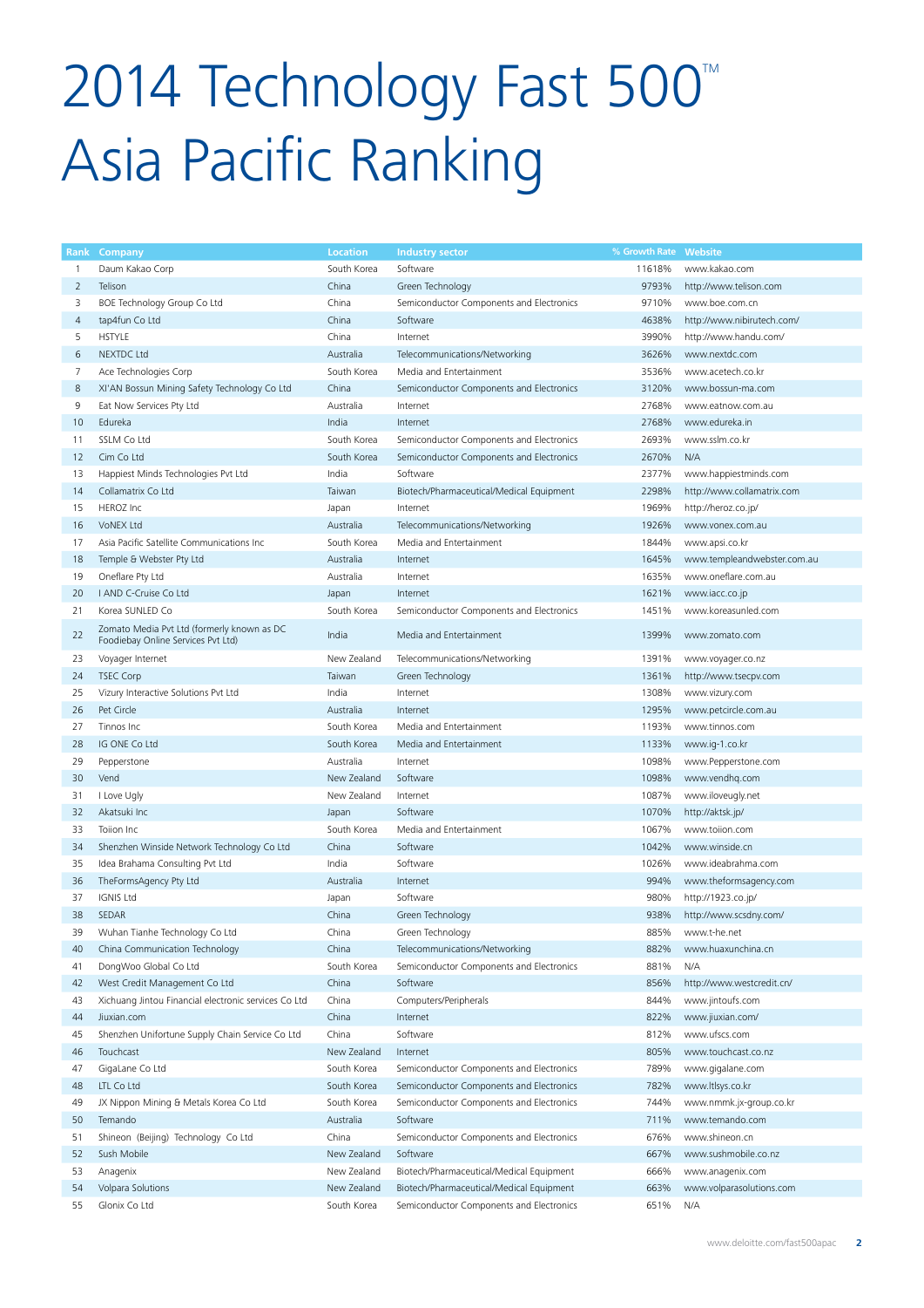# 2014 Technology Fast 500™ Asia Pacific Ranking

| Rank | Company | Location | Industry sector | % Growth Rate | Website |
|---|---|---|---|---|---|
| 1 | Daum Kakao Corp | South Korea | Software | 11618% | www.kakao.com |
| 2 | Telison | China | Green Technology | 9793% | http://www.telison.com |
| 3 | BOE Technology Group Co Ltd | China | Semiconductor Components and Electronics | 9710% | www.boe.com.cn |
| 4 | tap4fun Co Ltd | China | Software | 4638% | http://www.nibirutech.com/ |
| 5 | HSTYLE | China | Internet | 3990% | http://www.handu.com/ |
| 6 | NEXTDC Ltd | Australia | Telecommunications/Networking | 3626% | www.nextdc.com |
| 7 | Ace Technologies Corp | South Korea | Media and Entertainment | 3536% | www.acetech.co.kr |
| 8 | XI'AN Bossun Mining Safety Technology Co Ltd | China | Semiconductor Components and Electronics | 3120% | www.bossun-ma.com |
| 9 | Eat Now Services Pty Ltd | Australia | Internet | 2768% | www.eatnow.com.au |
| 10 | Edureka | India | Internet | 2768% | www.edureka.in |
| 11 | SSLM Co Ltd | South Korea | Semiconductor Components and Electronics | 2693% | www.sslm.co.kr |
| 12 | Cim Co Ltd | South Korea | Semiconductor Components and Electronics | 2670% | N/A |
| 13 | Happiest Minds Technologies Pvt Ltd | India | Software | 2377% | www.happiestminds.com |
| 14 | Collamatrix Co Ltd | Taiwan | Biotech/Pharmaceutical/Medical Equipment | 2298% | http://www.collamatrix.com |
| 15 | HEROZ Inc | Japan | Internet | 1969% | http://heroz.co.jp/ |
| 16 | VoNEX Ltd | Australia | Telecommunications/Networking | 1926% | www.vonex.com.au |
| 17 | Asia Pacific Satellite Communications Inc | South Korea | Media and Entertainment | 1844% | www.apsi.co.kr |
| 18 | Temple & Webster Pty Ltd | Australia | Internet | 1645% | www.templeandwebster.com.au |
| 19 | Oneflare Pty Ltd | Australia | Internet | 1635% | www.oneflare.com.au |
| 20 | I AND C-Cruise Co Ltd | Japan | Internet | 1621% | www.iacc.co.jp |
| 21 | Korea SUNLED Co | South Korea | Semiconductor Components and Electronics | 1451% | www.koreasunled.com |
| 22 | Zomato Media Pvt Ltd (formerly known as DC Foodiebay Online Services Pvt Ltd) | India | Media and Entertainment | 1399% | www.zomato.com |
| 23 | Voyager Internet | New Zealand | Telecommunications/Networking | 1391% | www.voyager.co.nz |
| 24 | TSEC Corp | Taiwan | Green Technology | 1361% | http://www.tsecpv.com |
| 25 | Vizury Interactive Solutions Pvt Ltd | India | Internet | 1308% | www.vizury.com |
| 26 | Pet Circle | Australia | Internet | 1295% | www.petcircle.com.au |
| 27 | Tinnos Inc | South Korea | Media and Entertainment | 1193% | www.tinnos.com |
| 28 | IG ONE Co Ltd | South Korea | Media and Entertainment | 1133% | www.ig-1.co.kr |
| 29 | Pepperstone | Australia | Internet | 1098% | www.Pepperstone.com |
| 30 | Vend | New Zealand | Software | 1098% | www.vendhq.com |
| 31 | I Love Ugly | New Zealand | Internet | 1087% | www.iloveugly.net |
| 32 | Akatsuki Inc | Japan | Software | 1070% | http://aktsk.jp/ |
| 33 | Toiion Inc | South Korea | Media and Entertainment | 1067% | www.toiion.com |
| 34 | Shenzhen Winside Network Technology Co Ltd | China | Software | 1042% | www.winside.cn |
| 35 | Idea Brahama Consulting Pvt Ltd | India | Software | 1026% | www.ideabrahma.com |
| 36 | TheFormsAgency Pty Ltd | Australia | Internet | 994% | www.theformsagency.com |
| 37 | IGNIS Ltd | Japan | Software | 980% | http://1923.co.jp/ |
| 38 | SEDAR | China | Green Technology | 938% | http://www.scsdny.com/ |
| 39 | Wuhan Tianhe Technology Co Ltd | China | Green Technology | 885% | www.t-he.net |
| 40 | China Communication Technology | China | Telecommunications/Networking | 882% | www.huaxunchina.cn |
| 41 | DongWoo Global Co Ltd | South Korea | Semiconductor Components and Electronics | 881% | N/A |
| 42 | West Credit Management Co Ltd | China | Software | 856% | http://www.westcredit.cn/ |
| 43 | Xichuang Jintou Financial electronic services Co Ltd | China | Computers/Peripherals | 844% | www.jintoufs.com |
| 44 | Jiuxian.com | China | Internet | 822% | www.jiuxian.com/ |
| 45 | Shenzhen Unifortune Supply Chain Service Co Ltd | China | Software | 812% | www.ufscs.com |
| 46 | Touchcast | New Zealand | Internet | 805% | www.touchcast.co.nz |
| 47 | GigaLane Co Ltd | South Korea | Semiconductor Components and Electronics | 789% | www.gigalane.com |
| 48 | LTL Co Ltd | South Korea | Semiconductor Components and Electronics | 782% | www.ltlsys.co.kr |
| 49 | JX Nippon Mining & Metals Korea Co Ltd | South Korea | Semiconductor Components and Electronics | 744% | www.nmmk.jx-group.co.kr |
| 50 | Temando | Australia | Software | 711% | www.temando.com |
| 51 | Shineon (Beijing) Technology Co Ltd | China | Semiconductor Components and Electronics | 676% | www.shineon.cn |
| 52 | Sush Mobile | New Zealand | Software | 667% | www.sushmobile.co.nz |
| 53 | Anagenix | New Zealand | Biotech/Pharmaceutical/Medical Equipment | 666% | www.anagenix.com |
| 54 | Volpara Solutions | New Zealand | Biotech/Pharmaceutical/Medical Equipment | 663% | www.volparasolutions.com |
| 55 | Glonix Co Ltd | South Korea | Semiconductor Components and Electronics | 651% | N/A |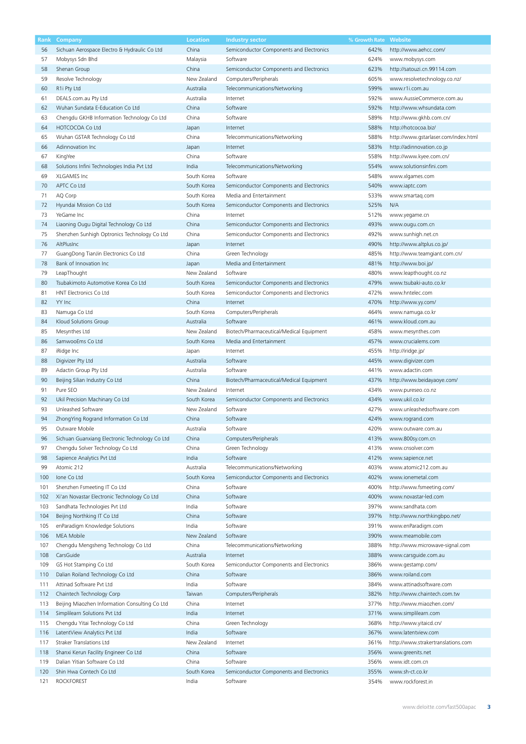| Rank | Company | Location | Industry sector | % Growth Rate | Website |
|---|---|---|---|---|---|
| 56 | Sichuan Aerospace Electro & Hydraulic Co Ltd | China | Semiconductor Components and Electronics | 642% | http://www.aehcc.com/ |
| 57 | Mobysys Sdn Bhd | Malaysia | Software | 624% | www.mobysys.com |
| 58 | Shenan Group | China | Semiconductor Components and Electronics | 623% | http://satouzi.cn.99114.com |
| 59 | Resolve Technology | New Zealand | Computers/Peripherals | 605% | www.resolvetechnology.co.nz/ |
| 60 | R1i Pty Ltd | Australia | Telecommunications/Networking | 599% | www.r1i.com.au |
| 61 | DEALS.com.au Pty Ltd | Australia | Internet | 592% | www.AussieCommerce.com.au |
| 62 | Wuhan Sundata E-Education Co Ltd | China | Software | 592% | http://www.whsundata.com |
| 63 | Chengdu GKHB Information Technology Co Ltd | China | Software | 589% | http://www.gkhb.com.cn/ |
| 64 | HOTCOCOA Co Ltd | Japan | Internet | 588% | http://hotcocoa.biz/ |
| 65 | Wuhan GSTAR Technology Co Ltd | China | Telecommunications/Networking | 588% | http://www.gstarlaser.com/index.html |
| 66 | Adinnovation Inc | Japan | Internet | 583% | http://adinnovation.co.jp |
| 67 | KingYee | China | Software | 558% | http://www.kyee.com.cn/ |
| 68 | Solutions Infini Technologies India Pvt Ltd | India | Telecommunications/Networking | 554% | www.solutionsinfini.com |
| 69 | XLGAMES Inc | South Korea | Software | 548% | www.xlgames.com |
| 70 | APTC Co Ltd | South Korea | Semiconductor Components and Electronics | 540% | www.iaptc.com |
| 71 | AQ Corp | South Korea | Media and Entertainment | 533% | www.smartaq.com |
| 72 | Hyundai Mission Co Ltd | South Korea | Semiconductor Components and Electronics | 525% | N/A |
| 73 | YeGame Inc | China | Internet | 512% | www.yegame.cn |
| 74 | Liaoning Ougu Digital Technology Co Ltd | China | Semiconductor Components and Electronics | 493% | www.ougu.com.cn |
| 75 | Shenzhen Sunhigh Optronics Technology Co Ltd | China | Semiconductor Components and Electronics | 492% | www.sunhigh.net.cn |
| 76 | AltPlusInc | Japan | Internet | 490% | http://www.altplus.co.jp/ |
| 77 | GuangDong TianJin Electronics Co Ltd | China | Green Technology | 485% | http://www.teamgiant.com.cn/ |
| 78 | Bank of Innovation Inc | Japan | Media and Entertainment | 481% | http://www.boi.jp/ |
| 79 | LeapThought | New Zealand | Software | 480% | www.leapthought.co.nz |
| 80 | Tsubakimoto Automotive Korea Co Ltd | South Korea | Semiconductor Components and Electronics | 479% | www.tsubaki-auto.co.kr |
| 81 | HNT Electronics Co Ltd | South Korea | Semiconductor Components and Electronics | 472% | www.hntelec.com |
| 82 | YY Inc | China | Internet | 470% | http://www.yy.com/ |
| 83 | Namuga Co Ltd | South Korea | Computers/Peripherals | 464% | www.namuga.co.kr |
| 84 | Kloud Solutions Group | Australia | Software | 461% | www.kloud.com.au |
| 85 | Mesynthes Ltd | New Zealand | Biotech/Pharmaceutical/Medical Equipment | 458% | www.mesynthes.com |
| 86 | SamwooEms Co Ltd | South Korea | Media and Entertainment | 457% | www.crucialems.com |
| 87 | iRidge Inc | Japan | Internet | 455% | http://iridge.jp/ |
| 88 | Digivizer Pty Ltd | Australia | Software | 445% | www.digivizer.com |
| 89 | Adactin Group Pty Ltd | Australia | Software | 441% | www.adactin.com |
| 90 | Beijing Silian Industry Co Ltd | China | Biotech/Pharmaceutical/Medical Equipment | 437% | http://www.beidayaoye.com/ |
| 91 | Pure SEO | New Zealand | Internet | 434% | www.pureseo.co.nz |
| 92 | Ukil Precision Machinary Co Ltd | South Korea | Semiconductor Components and Electronics | 434% | www.ukil.co.kr |
| 93 | Unleashed Software | New Zealand | Software | 427% | www.unleashedsoftware.com |
| 94 | ZhongYing Rogrand Information Co Ltd | China | Software | 424% | www.rogrand.com |
| 95 | Outware Mobile | Australia | Software | 420% | www.outware.com.au |
| 96 | Sichuan Guanxiang Electronic Technology Co Ltd | China | Computers/Peripherals | 413% | www.800sy.com.cn |
| 97 | Chengdu Solver Technology Co Ltd | China | Green Technology | 413% | www.cnsolver.com |
| 98 | Sapience Analytics Pvt Ltd | India | Software | 412% | www.sapience.net |
| 99 | Atomic 212 | Australia | Telecommunications/Networking | 403% | www.atomic212.com.au |
| 100 | Ione Co Ltd | South Korea | Semiconductor Components and Electronics | 402% | www.ionemetal.com |
| 101 | Shenzhen Fsmeeting IT Co Ltd | China | Software | 400% | http://www.fsmeeting.com/ |
| 102 | Xi'an Novastar Electronic Technology Co Ltd | China | Software | 400% | www.novastar-led.com |
| 103 | Sandhata Technologies Pvt Ltd | India | Software | 397% | www.sandhata.com |
| 104 | Beijing Northking IT Co Ltd | China | Software | 397% | http://www.northkingbpo.net/ |
| 105 | enParadigm Knowledge Solutions | India | Software | 391% | www.enParadigm.com |
| 106 | MEA Mobile | New Zealand | Software | 390% | www.meamobile.com |
| 107 | Chengdu Mengsheng Technology Co Ltd | China | Telecommunications/Networking | 388% | http://www.microwave-signal.com |
| 108 | CarsGuide | Australia | Internet | 388% | www.carsguide.com.au |
| 109 | GS Hot Stamping Co Ltd | South Korea | Semiconductor Components and Electronics | 386% | www.gestamp.com/ |
| 110 | Dalian Roiland Technology Co Ltd | China | Software | 386% | www.roiland.com |
| 111 | Attinad Software Pvt Ltd | India | Software | 384% | www.attinadsoftware.com |
| 112 | Chaintech Technology Corp | Taiwan | Computers/Peripherals | 382% | http://www.chaintech.com.tw |
| 113 | Beijing Miaozhen Information Consulting Co Ltd | China | Internet | 377% | http://www.miaozhen.com/ |
| 114 | Simplilearn Solutions Pvt Ltd | India | Internet | 371% | www.simplilearn.com |
| 115 | Chengdu Yitai Technology Co Ltd | China | Green Technology | 368% | http://www.yitaicd.cn/ |
| 116 | LatentView Analytics Pvt Ltd | India | Software | 367% | www.latentview.com |
| 117 | Straker Translations Ltd | New Zealand | Internet | 361% | http://www.strakertranslations.com |
| 118 | Shanxi Kerun Facility Engineer Co Ltd | China | Software | 356% | www.greenits.net |
| 119 | Dalian Yitian Software Co Ltd | China | Software | 356% | www.idt.com.cn |
| 120 | Shin Hwa Contech Co Ltd | South Korea | Semiconductor Components and Electronics | 355% | www.sh-ct.co.kr |
| 121 | ROCKFOREST | India | Software | 354% | www.rockforest.in |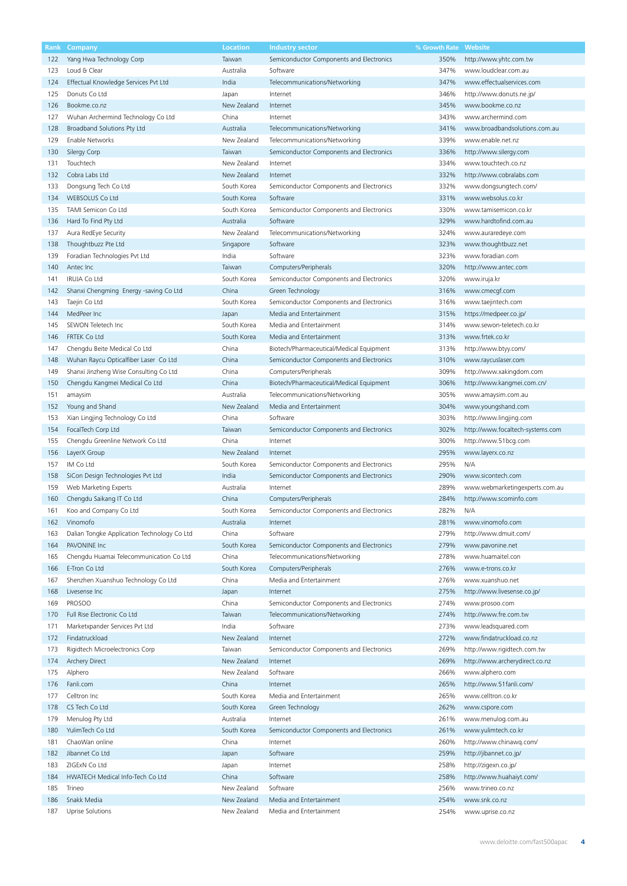| Rank | Company | Location | Industry sector | % Growth Rate | Website |
|---|---|---|---|---|---|
| 122 | Yang Hwa Technology Corp | Taiwan | Semiconductor Components and Electronics | 350% | http://www.yhtc.com.tw |
| 123 | Loud & Clear | Australia | Software | 347% | www.loudclear.com.au |
| 124 | Effectual Knowledge Services Pvt Ltd | India | Telecommunications/Networking | 347% | www.effectualservices.com |
| 125 | Donuts Co Ltd | Japan | Internet | 346% | http://www.donuts.ne.jp/ |
| 126 | Bookme.co.nz | New Zealand | Internet | 345% | www.bookme.co.nz |
| 127 | Wuhan Archermind Technology Co Ltd | China | Internet | 343% | www.archermind.com |
| 128 | Broadband Solutions Pty Ltd | Australia | Telecommunications/Networking | 341% | www.broadbandsolutions.com.au |
| 129 | Enable Networks | New Zealand | Telecommunications/Networking | 339% | www.enable.net.nz |
| 130 | Silergy Corp | Taiwan | Semiconductor Components and Electronics | 336% | http://www.silergy.com |
| 131 | Touchtech | New Zealand | Internet | 334% | www.touchtech.co.nz |
| 132 | Cobra Labs Ltd | New Zealand | Internet | 332% | http://www.cobralabs.com |
| 133 | Dongsung Tech Co Ltd | South Korea | Semiconductor Components and Electronics | 332% | www.dongsungtech.com/ |
| 134 | WEBSOLUS Co Ltd | South Korea | Software | 331% | www.websolus.co.kr |
| 135 | TAMI Semicon Co Ltd | South Korea | Semiconductor Components and Electronics | 330% | www.tamisemicon.co.kr |
| 136 | Hard To Find Pty Ltd | Australia | Software | 329% | www.hardtofind.com.au |
| 137 | Aura RedEye Security | New Zealand | Telecommunications/Networking | 324% | www.auraredeye.com |
| 138 | Thoughtbuzz Pte Ltd | Singapore | Software | 323% | www.thoughtbuzz.net |
| 139 | Foradian Technologies Pvt Ltd | India | Software | 323% | www.foradian.com |
| 140 | Antec Inc | Taiwan | Computers/Peripherals | 320% | http://www.antec.com |
| 141 | IRUJA Co Ltd | South Korea | Semiconductor Components and Electronics | 320% | www.iruja.kr |
| 142 | Shanxi Chengming Energy -saving Co Ltd | China | Green Technology | 316% | www.cmecgf.com |
| 143 | Taejin Co Ltd | South Korea | Semiconductor Components and Electronics | 316% | www.taejintech.com |
| 144 | MedPeer Inc | Japan | Media and Entertainment | 315% | https://medpeer.co.jp/ |
| 145 | SEWON Teletech Inc | South Korea | Media and Entertainment | 314% | www.sewon-teletech.co.kr |
| 146 | FRTEK Co Ltd | South Korea | Media and Entertainment | 313% | www.frtek.co.kr |
| 147 | Chengdu Beite Medical Co Ltd | China | Biotech/Pharmaceutical/Medical Equipment | 313% | http://www.btyy.com/ |
| 148 | Wuhan Raycu Opticalfiber Laser Co Ltd | China | Semiconductor Components and Electronics | 310% | www.raycuslaser.com |
| 149 | Shanxi Jinzheng Wise Consulting Co Ltd | China | Computers/Peripherals | 309% | http://www.xakingdom.com |
| 150 | Chengdu Kangmei Medical Co Ltd | China | Biotech/Pharmaceutical/Medical Equipment | 306% | http://www.kangmei.com.cn/ |
| 151 | amaysim | Australia | Telecommunications/Networking | 305% | www.amaysim.com.au |
| 152 | Young and Shand | New Zealand | Media and Entertainment | 304% | www.youngshand.com |
| 153 | Xian Lingjing Technology Co Ltd | China | Software | 303% | http://www.lingjing.com |
| 154 | FocalTech Corp Ltd | Taiwan | Semiconductor Components and Electronics | 302% | http://www.focaltech-systems.com |
| 155 | Chengdu Greenline Network Co Ltd | China | Internet | 300% | http://www.51bcg.com |
| 156 | LayerX Group | New Zealand | Internet | 295% | www.layerx.co.nz |
| 157 | IM Co Ltd | South Korea | Semiconductor Components and Electronics | 295% | N/A |
| 158 | SiCon Design Technologies Pvt Ltd | India | Semiconductor Components and Electronics | 290% | www.sicontech.com |
| 159 | Web Marketing Experts | Australia | Internet | 289% | www.webmarketingexperts.com.au |
| 160 | Chengdu Saikang IT Co Ltd | China | Computers/Peripherals | 284% | http://www.scominfo.com |
| 161 | Koo and Company Co Ltd | South Korea | Semiconductor Components and Electronics | 282% | N/A |
| 162 | Vinomofo | Australia | Internet | 281% | www.vinomofo.com |
| 163 | Dalian Tongke Application Technology Co Ltd | China | Software | 279% | http://www.dmuit.com/ |
| 164 | PAVONINE Inc | South Korea | Semiconductor Components and Electronics | 279% | www.pavonine.net |
| 165 | Chengdu Huamai Telecommunication Co Ltd | China | Telecommunications/Networking | 278% | www.huamaitel.con |
| 166 | E-Tron Co Ltd | South Korea | Computers/Peripherals | 276% | www.e-trons.co.kr |
| 167 | Shenzhen Xuanshuo Technology Co Ltd | China | Media and Entertainment | 276% | www.xuanshuo.net |
| 168 | Livesense Inc | Japan | Internet | 275% | http://www.livesense.co.jp/ |
| 169 | PROSOO | China | Semiconductor Components and Electronics | 274% | www.prosoo.com |
| 170 | Full Rise Electronic Co Ltd | Taiwan | Telecommunications/Networking | 274% | http://www.fre.com.tw |
| 171 | Marketxpander Services Pvt Ltd | India | Software | 273% | www.leadsquared.com |
| 172 | Findatruckload | New Zealand | Internet | 272% | www.findatruckload.co.nz |
| 173 | Rigidtech Microelectronics Corp | Taiwan | Semiconductor Components and Electronics | 269% | http://www.rigidtech.com.tw |
| 174 | Archery Direct | New Zealand | Internet | 269% | http://www.archerydirect.co.nz |
| 175 | Alphero | New Zealand | Software | 266% | www.alphero.com |
| 176 | Fanli.com | China | Internet | 265% | http://www.51fanli.com/ |
| 177 | Celltron Inc | South Korea | Media and Entertainment | 265% | www.celltron.co.kr |
| 178 | CS Tech Co Ltd | South Korea | Green Technology | 262% | www.cspore.com |
| 179 | Menulog Pty Ltd | Australia | Internet | 261% | www.menulog.com.au |
| 180 | YulimTech Co Ltd | South Korea | Semiconductor Components and Electronics | 261% | www.yulimtech.co.kr |
| 181 | ChaoWan online | China | Internet | 260% | http://www.chinawq.com/ |
| 182 | Jibannet Co Ltd | Japan | Software | 259% | http://jibannet.co.jp/ |
| 183 | ZIGExN Co Ltd | Japan | Internet | 258% | http://zigexn.co.jp/ |
| 184 | HWATECH Medical Info-Tech Co Ltd | China | Software | 258% | http://www.huahaiyt.com/ |
| 185 | Trineo | New Zealand | Software | 256% | www.trineo.co.nz |
| 186 | Snakk Media | New Zealand | Media and Entertainment | 254% | www.snk.co.nz |
| 187 | Uprise Solutions | New Zealand | Media and Entertainment | 254% | www.uprise.co.nz |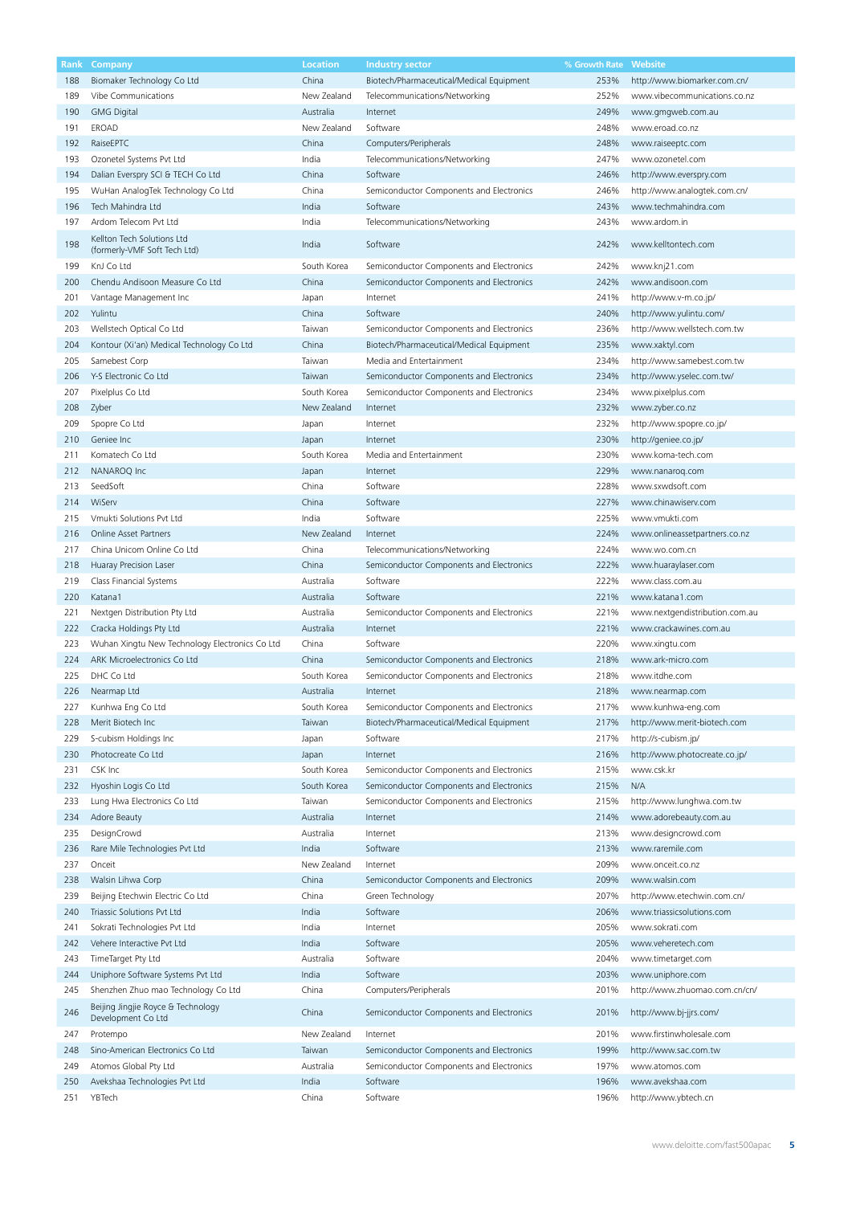| Rank | Company | Location | Industry sector | % Growth Rate | Website |
|---|---|---|---|---|---|
| 188 | Biomaker Technology Co Ltd | China | Biotech/Pharmaceutical/Medical Equipment | 253% | http://www.biomarker.com.cn/ |
| 189 | Vibe Communications | New Zealand | Telecommunications/Networking | 252% | www.vibecommunications.co.nz |
| 190 | GMG Digital | Australia | Internet | 249% | www.gmgweb.com.au |
| 191 | EROAD | New Zealand | Software | 248% | www.eroad.co.nz |
| 192 | RaiseEPTC | China | Computers/Peripherals | 248% | www.raiseeptc.com |
| 193 | Ozonetel Systems Pvt Ltd | India | Telecommunications/Networking | 247% | www.ozonetel.com |
| 194 | Dalian Everspry SCI & TECH Co Ltd | China | Software | 246% | http://www.everspry.com |
| 195 | WuHan AnalogTek Technology Co Ltd | China | Semiconductor Components and Electronics | 246% | http://www.analogtek.com.cn/ |
| 196 | Tech Mahindra Ltd | India | Software | 243% | www.techmahindra.com |
| 197 | Ardom Telecom Pvt Ltd | India | Telecommunications/Networking | 243% | www.ardom.in |
| 198 | Kellton Tech Solutions Ltd (formerly-VMF Soft Tech Ltd) | India | Software | 242% | www.kelltontech.com |
| 199 | KnJ Co Ltd | South Korea | Semiconductor Components and Electronics | 242% | www.knj21.com |
| 200 | Chendu Andisoon Measure Co Ltd | China | Semiconductor Components and Electronics | 242% | www.andisoon.com |
| 201 | Vantage Management Inc | Japan | Internet | 241% | http://www.v-m.co.jp/ |
| 202 | Yulintu | China | Software | 240% | http://www.yulintu.com/ |
| 203 | Wellstech Optical Co Ltd | Taiwan | Semiconductor Components and Electronics | 236% | http://www.wellstech.com.tw |
| 204 | Kontour (Xi'an) Medical Technology Co Ltd | China | Biotech/Pharmaceutical/Medical Equipment | 235% | www.xaktyl.com |
| 205 | Samebest Corp | Taiwan | Media and Entertainment | 234% | http://www.samebest.com.tw |
| 206 | Y-S Electronic Co Ltd | Taiwan | Semiconductor Components and Electronics | 234% | http://www.yselec.com.tw/ |
| 207 | Pixelplus Co Ltd | South Korea | Semiconductor Components and Electronics | 234% | www.pixelplus.com |
| 208 | Zyber | New Zealand | Internet | 232% | www.zyber.co.nz |
| 209 | Spopre Co Ltd | Japan | Internet | 232% | http://www.spopre.co.jp/ |
| 210 | Geniee Inc | Japan | Internet | 230% | http://geniee.co.jp/ |
| 211 | Komatech Co Ltd | South Korea | Media and Entertainment | 230% | www.koma-tech.com |
| 212 | NANAROQ Inc | Japan | Internet | 229% | www.nanaroq.com |
| 213 | SeedSoft | China | Software | 228% | www.sxwdsoft.com |
| 214 | WiServ | China | Software | 227% | www.chinawiserv.com |
| 215 | Vmukti Solutions Pvt Ltd | India | Software | 225% | www.vmukti.com |
| 216 | Online Asset Partners | New Zealand | Internet | 224% | www.onlineassetpartners.co.nz |
| 217 | China Unicom Online Co Ltd | China | Telecommunications/Networking | 224% | www.wo.com.cn |
| 218 | Huaray Precision Laser | China | Semiconductor Components and Electronics | 222% | www.huaraylaser.com |
| 219 | Class Financial Systems | Australia | Software | 222% | www.class.com.au |
| 220 | Katana1 | Australia | Software | 221% | www.katana1.com |
| 221 | Nextgen Distribution Pty Ltd | Australia | Semiconductor Components and Electronics | 221% | www.nextgendistribution.com.au |
| 222 | Cracka Holdings Pty Ltd | Australia | Internet | 221% | www.crackawines.com.au |
| 223 | Wuhan Xingtu New Technology Electronics Co Ltd | China | Software | 220% | www.xingtu.com |
| 224 | ARK Microelectronics Co Ltd | China | Semiconductor Components and Electronics | 218% | www.ark-micro.com |
| 225 | DHC Co Ltd | South Korea | Semiconductor Components and Electronics | 218% | www.itdhe.com |
| 226 | Nearmap Ltd | Australia | Internet | 218% | www.nearmap.com |
| 227 | Kunhwa Eng Co Ltd | South Korea | Semiconductor Components and Electronics | 217% | www.kunhwa-eng.com |
| 228 | Merit Biotech Inc | Taiwan | Biotech/Pharmaceutical/Medical Equipment | 217% | http://www.merit-biotech.com |
| 229 | S-cubism Holdings Inc | Japan | Software | 217% | http://s-cubism.jp/ |
| 230 | Photocreate Co Ltd | Japan | Internet | 216% | http://www.photocreate.co.jp/ |
| 231 | CSK Inc | South Korea | Semiconductor Components and Electronics | 215% | www.csk.kr |
| 232 | Hyoshin Logis Co Ltd | South Korea | Semiconductor Components and Electronics | 215% | N/A |
| 233 | Lung Hwa Electronics Co Ltd | Taiwan | Semiconductor Components and Electronics | 215% | http://www.lunghwa.com.tw |
| 234 | Adore Beauty | Australia | Internet | 214% | www.adorebeauty.com.au |
| 235 | DesignCrowd | Australia | Internet | 213% | www.designcrowd.com |
| 236 | Rare Mile Technologies Pvt Ltd | India | Software | 213% | www.raremile.com |
| 237 | Onceit | New Zealand | Internet | 209% | www.onceit.co.nz |
| 238 | Walsin Lihwa Corp | China | Semiconductor Components and Electronics | 209% | www.walsin.com |
| 239 | Beijing Etechwin Electric Co Ltd | China | Green Technology | 207% | http://www.etechwin.com.cn/ |
| 240 | Triassic Solutions Pvt Ltd | India | Software | 206% | www.triassicsolutions.com |
| 241 | Sokrati Technologies Pvt Ltd | India | Internet | 205% | www.sokrati.com |
| 242 | Vehere Interactive Pvt Ltd | India | Software | 205% | www.veheretech.com |
| 243 | TimeTarget Pty Ltd | Australia | Software | 204% | www.timetarget.com |
| 244 | Uniphore Software Systems Pvt Ltd | India | Software | 203% | www.uniphore.com |
| 245 | Shenzhen Zhuo mao Technology Co Ltd | China | Computers/Peripherals | 201% | http://www.zhuomao.com.cn/cn/ |
| 246 | Beijing Jingjie Royce & Technology Development Co Ltd | China | Semiconductor Components and Electronics | 201% | http://www.bj-jjrs.com/ |
| 247 | Protempo | New Zealand | Internet | 201% | www.firstinwholesale.com |
| 248 | Sino-American Electronics Co Ltd | Taiwan | Semiconductor Components and Electronics | 199% | http://www.sac.com.tw |
| 249 | Atomos Global Pty Ltd | Australia | Semiconductor Components and Electronics | 197% | www.atomos.com |
| 250 | Avekshaa Technologies Pvt Ltd | India | Software | 196% | www.avekshaa.com |
| 251 | YBTech | China | Software | 196% | http://www.ybtech.cn |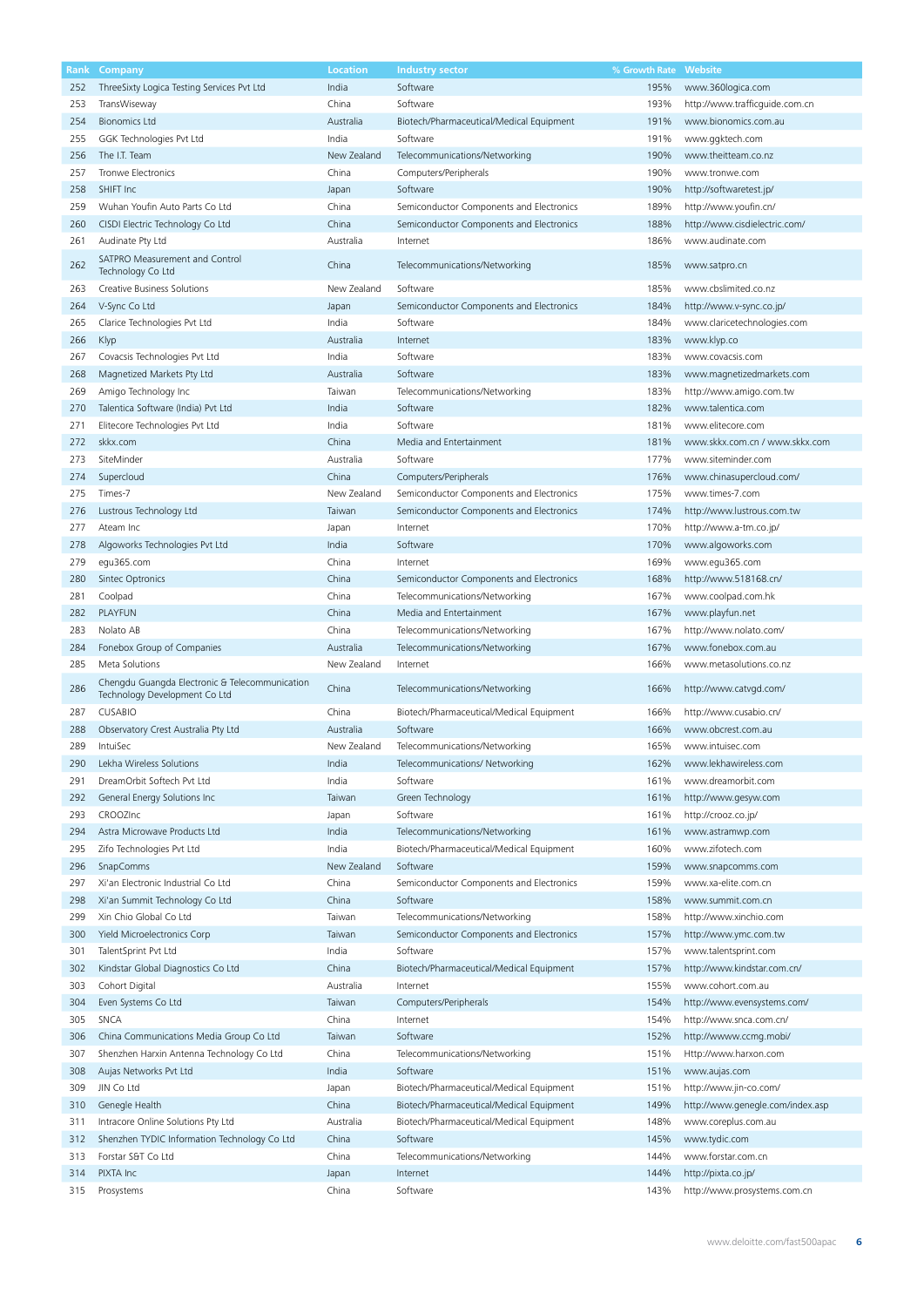| Rank | Company | Location | Industry sector | % Growth Rate | Website |
|---|---|---|---|---|---|
| 252 | ThreeSixty Logica Testing Services Pvt Ltd | India | Software | 195% | www.360logica.com |
| 253 | TransWiseway | China | Software | 193% | http://www.trafficguide.com.cn |
| 254 | Bionomics Ltd | Australia | Biotech/Pharmaceutical/Medical Equipment | 191% | www.bionomics.com.au |
| 255 | GGK Technologies Pvt Ltd | India | Software | 191% | www.ggktech.com |
| 256 | The I.T. Team | New Zealand | Telecommunications/Networking | 190% | www.theitteam.co.nz |
| 257 | Tronwe Electronics | China | Computers/Peripherals | 190% | www.tronwe.com |
| 258 | SHIFT Inc | Japan | Software | 190% | http://softwaretest.jp/ |
| 259 | Wuhan Youfin Auto Parts Co Ltd | China | Semiconductor Components and Electronics | 189% | http://www.youfin.cn/ |
| 260 | CISDI Electric Technology Co Ltd | China | Semiconductor Components and Electronics | 188% | http://www.cisdielectric.com/ |
| 261 | Audinate Pty Ltd | Australia | Internet | 186% | www.audinate.com |
| 262 | SATPRO Measurement and Control Technology Co Ltd | China | Telecommunications/Networking | 185% | www.satpro.cn |
| 263 | Creative Business Solutions | New Zealand | Software | 185% | www.cbslimited.co.nz |
| 264 | V-Sync Co Ltd | Japan | Semiconductor Components and Electronics | 184% | http://www.v-sync.co.jp/ |
| 265 | Clarice Technologies Pvt Ltd | India | Software | 184% | www.claricetechnologies.com |
| 266 | Klyp | Australia | Internet | 183% | www.klyp.co |
| 267 | Covacsis Technologies Pvt Ltd | India | Software | 183% | www.covacsis.com |
| 268 | Magnetized Markets Pty Ltd | Australia | Software | 183% | www.magnetizedmarkets.com |
| 269 | Amigo Technology Inc | Taiwan | Telecommunications/Networking | 183% | http://www.amigo.com.tw |
| 270 | Talentica Software (India) Pvt Ltd | India | Software | 182% | www.talentica.com |
| 271 | Elitecore Technologies Pvt Ltd | India | Software | 181% | www.elitecore.com |
| 272 | skkx.com | China | Media and Entertainment | 181% | www.skkx.com.cn / www.skkx.com |
| 273 | SiteMinder | Australia | Software | 177% | www.siteminder.com |
| 274 | Supercloud | China | Computers/Peripherals | 176% | www.chinasupercloud.com/ |
| 275 | Times-7 | New Zealand | Semiconductor Components and Electronics | 175% | www.times-7.com |
| 276 | Lustrous Technology Ltd | Taiwan | Semiconductor Components and Electronics | 174% | http://www.lustrous.com.tw |
| 277 | Ateam Inc | Japan | Internet | 170% | http://www.a-tm.co.jp/ |
| 278 | Algoworks Technologies Pvt Ltd | India | Software | 170% | www.algoworks.com |
| 279 | egu365.com | China | Internet | 169% | www.egu365.com |
| 280 | Sintec Optronics | China | Semiconductor Components and Electronics | 168% | http://www.518168.cn/ |
| 281 | Coolpad | China | Telecommunications/Networking | 167% | www.coolpad.com.hk |
| 282 | PLAYFUN | China | Media and Entertainment | 167% | www.playfun.net |
| 283 | Nolato AB | China | Telecommunications/Networking | 167% | http://www.nolato.com/ |
| 284 | Fonebox Group of Companies | Australia | Telecommunications/Networking | 167% | www.fonebox.com.au |
| 285 | Meta Solutions | New Zealand | Internet | 166% | www.metasolutions.co.nz |
| 286 | Chengdu Guangda Electronic & Telecommunication Technology Development Co Ltd | China | Telecommunications/Networking | 166% | http://www.catvgd.com/ |
| 287 | CUSABIO | China | Biotech/Pharmaceutical/Medical Equipment | 166% | http://www.cusabio.cn/ |
| 288 | Observatory Crest Australia Pty Ltd | Australia | Software | 166% | www.obcrest.com.au |
| 289 | IntuiSec | New Zealand | Telecommunications/Networking | 165% | www.intuisec.com |
| 290 | Lekha Wireless Solutions | India | Telecommunications/ Networking | 162% | www.lekhawireless.com |
| 291 | DreamOrbit Softech Pvt Ltd | India | Software | 161% | www.dreamorbit.com |
| 292 | General Energy Solutions Inc | Taiwan | Green Technology | 161% | http://www.gesyw.com |
| 293 | CROOZInc | Japan | Software | 161% | http://crooz.co.jp/ |
| 294 | Astra Microwave Products Ltd | India | Telecommunications/Networking | 161% | www.astramwp.com |
| 295 | Zifo Technologies Pvt Ltd | India | Biotech/Pharmaceutical/Medical Equipment | 160% | www.zifotech.com |
| 296 | SnapComms | New Zealand | Software | 159% | www.snapcomms.com |
| 297 | Xi'an Electronic Industrial Co Ltd | China | Semiconductor Components and Electronics | 159% | www.xa-elite.com.cn |
| 298 | Xi'an Summit Technology Co Ltd | China | Software | 158% | www.summit.com.cn |
| 299 | Xin Chio Global Co Ltd | Taiwan | Telecommunications/Networking | 158% | http://www.xinchio.com |
| 300 | Yield Microelectronics Corp | Taiwan | Semiconductor Components and Electronics | 157% | http://www.ymc.com.tw |
| 301 | TalentSprint Pvt Ltd | India | Software | 157% | www.talentsprint.com |
| 302 | Kindstar Global Diagnostics Co Ltd | China | Biotech/Pharmaceutical/Medical Equipment | 157% | http://www.kindstar.com.cn/ |
| 303 | Cohort Digital | Australia | Internet | 155% | www.cohort.com.au |
| 304 | Even Systems Co Ltd | Taiwan | Computers/Peripherals | 154% | http://www.evensystems.com/ |
| 305 | SNCA | China | Internet | 154% | http://www.snca.com.cn/ |
| 306 | China Communications Media Group Co Ltd | Taiwan | Software | 152% | http://wwww.ccmg.mobi/ |
| 307 | Shenzhen Harxin Antenna Technology Co Ltd | China | Telecommunications/Networking | 151% | Http://www.harxon.com |
| 308 | Aujas Networks Pvt Ltd | India | Software | 151% | www.aujas.com |
| 309 | JIN Co Ltd | Japan | Biotech/Pharmaceutical/Medical Equipment | 151% | http://www.jin-co.com/ |
| 310 | Genegle Health | China | Biotech/Pharmaceutical/Medical Equipment | 149% | http://www.genegle.com/index.asp |
| 311 | Intracore Online Solutions Pty Ltd | Australia | Biotech/Pharmaceutical/Medical Equipment | 148% | www.coreplus.com.au |
| 312 | Shenzhen TYDIC Information Technology Co Ltd | China | Software | 145% | www.tydic.com |
| 313 | Forstar S&T Co Ltd | China | Telecommunications/Networking | 144% | www.forstar.com.cn |
| 314 | PIXTA Inc | Japan | Internet | 144% | http://pixta.co.jp/ |
| 315 | Prosystems | China | Software | 143% | http://www.prosystems.com.cn |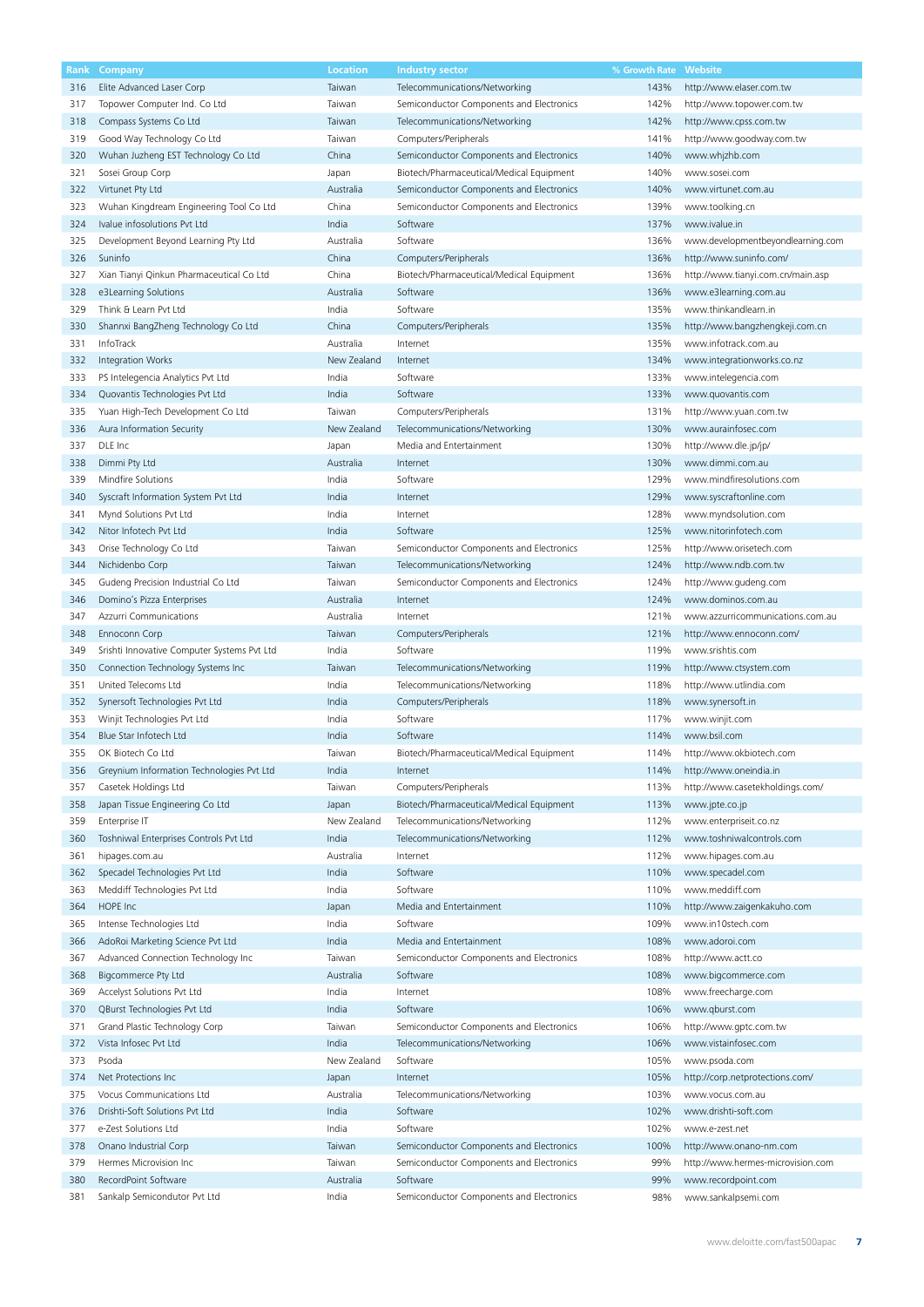| Rank | Company | Location | Industry sector | % Growth Rate | Website |
|---|---|---|---|---|---|
| 316 | Elite Advanced Laser Corp | Taiwan | Telecommunications/Networking | 143% | http://www.elaser.com.tw |
| 317 | Topower Computer Ind. Co Ltd | Taiwan | Semiconductor Components and Electronics | 142% | http://www.topower.com.tw |
| 318 | Compass Systems Co Ltd | Taiwan | Telecommunications/Networking | 142% | http://www.cpss.com.tw |
| 319 | Good Way Technology Co Ltd | Taiwan | Computers/Peripherals | 141% | http://www.goodway.com.tw |
| 320 | Wuhan Juzheng EST Technology Co Ltd | China | Semiconductor Components and Electronics | 140% | www.whjzhb.com |
| 321 | Sosei Group Corp | Japan | Biotech/Pharmaceutical/Medical Equipment | 140% | www.sosei.com |
| 322 | Virtunet Pty Ltd | Australia | Semiconductor Components and Electronics | 140% | www.virtunet.com.au |
| 323 | Wuhan Kingdream Engineering Tool Co Ltd | China | Semiconductor Components and Electronics | 139% | www.toolking.cn |
| 324 | Ivalue infosolutions Pvt Ltd | India | Software | 137% | www.ivalue.in |
| 325 | Development Beyond Learning Pty Ltd | Australia | Software | 136% | www.developmentbeyondlearning.com |
| 326 | Suninfo | China | Computers/Peripherals | 136% | http://www.suninfo.com/ |
| 327 | Xian Tianyi Qinkun Pharmaceutical Co Ltd | China | Biotech/Pharmaceutical/Medical Equipment | 136% | http://www.tianyi.com.cn/main.asp |
| 328 | e3Learning Solutions | Australia | Software | 136% | www.e3learning.com.au |
| 329 | Think & Learn Pvt Ltd | India | Software | 135% | www.thinkandlearn.in |
| 330 | Shannxi BangZheng Technology Co Ltd | China | Computers/Peripherals | 135% | http://www.bangzhengkeji.com.cn |
| 331 | InfoTrack | Australia | Internet | 135% | www.infotrack.com.au |
| 332 | Integration Works | New Zealand | Internet | 134% | www.integrationworks.co.nz |
| 333 | PS Intelegencia Analytics Pvt Ltd | India | Software | 133% | www.intelegencia.com |
| 334 | Quovantis Technologies Pvt Ltd | India | Software | 133% | www.quovantis.com |
| 335 | Yuan High-Tech Development Co Ltd | Taiwan | Computers/Peripherals | 131% | http://www.yuan.com.tw |
| 336 | Aura Information Security | New Zealand | Telecommunications/Networking | 130% | www.aurainfosec.com |
| 337 | DLE Inc | Japan | Media and Entertainment | 130% | http://www.dle.jp/jp/ |
| 338 | Dimmi Pty Ltd | Australia | Internet | 130% | www.dimmi.com.au |
| 339 | Mindfire Solutions | India | Software | 129% | www.mindfiresolutions.com |
| 340 | Syscraft Information System Pvt Ltd | India | Internet | 129% | www.syscraftonline.com |
| 341 | Mynd Solutions Pvt Ltd | India | Internet | 128% | www.myndsolution.com |
| 342 | Nitor Infotech Pvt Ltd | India | Software | 125% | www.nitorinfotech.com |
| 343 | Orise Technology Co Ltd | Taiwan | Semiconductor Components and Electronics | 125% | http://www.orisetech.com |
| 344 | Nichidenbo Corp | Taiwan | Telecommunications/Networking | 124% | http://www.ndb.com.tw |
| 345 | Gudeng Precision Industrial Co Ltd | Taiwan | Semiconductor Components and Electronics | 124% | http://www.gudeng.com |
| 346 | Domino's Pizza Enterprises | Australia | Internet | 124% | www.dominos.com.au |
| 347 | Azzurri Communications | Australia | Internet | 121% | www.azzurricommunications.com.au |
| 348 | Ennoconn Corp | Taiwan | Computers/Peripherals | 121% | http://www.ennoconn.com/ |
| 349 | Srishti Innovative Computer Systems Pvt Ltd | India | Software | 119% | www.srishtis.com |
| 350 | Connection Technology Systems Inc | Taiwan | Telecommunications/Networking | 119% | http://www.ctsystem.com |
| 351 | United Telecoms Ltd | India | Telecommunications/Networking | 118% | http://www.utlindia.com |
| 352 | Synersoft Technologies Pvt Ltd | India | Computers/Peripherals | 118% | www.synersoft.in |
| 353 | Winjit Technologies Pvt Ltd | India | Software | 117% | www.winjit.com |
| 354 | Blue Star Infotech Ltd | India | Software | 114% | www.bsil.com |
| 355 | OK Biotech Co Ltd | Taiwan | Biotech/Pharmaceutical/Medical Equipment | 114% | http://www.okbiotech.com |
| 356 | Greynium Information Technologies Pvt Ltd | India | Internet | 114% | http://www.oneindia.in |
| 357 | Casetek Holdings Ltd | Taiwan | Computers/Peripherals | 113% | http://www.casetekholdings.com/ |
| 358 | Japan Tissue Engineering Co Ltd | Japan | Biotech/Pharmaceutical/Medical Equipment | 113% | www.jpte.co.jp |
| 359 | Enterprise IT | New Zealand | Telecommunications/Networking | 112% | www.enterpriseit.co.nz |
| 360 | Toshniwal Enterprises Controls Pvt Ltd | India | Telecommunications/Networking | 112% | www.toshniwalcontrols.com |
| 361 | hipages.com.au | Australia | Internet | 112% | www.hipages.com.au |
| 362 | Specadel Technologies Pvt Ltd | India | Software | 110% | www.specadel.com |
| 363 | Meddiff Technologies Pvt Ltd | India | Software | 110% | www.meddiff.com |
| 364 | HOPE Inc | Japan | Media and Entertainment | 110% | http://www.zaigenkakuho.com |
| 365 | Intense Technologies Ltd | India | Software | 109% | www.in10stech.com |
| 366 | AdoRoi Marketing Science Pvt Ltd | India | Media and Entertainment | 108% | www.adoroi.com |
| 367 | Advanced Connection Technology Inc | Taiwan | Semiconductor Components and Electronics | 108% | http://www.actt.co |
| 368 | Bigcommerce Pty Ltd | Australia | Software | 108% | www.bigcommerce.com |
| 369 | Accelyst Solutions Pvt Ltd | India | Internet | 108% | www.freecharge.com |
| 370 | QBurst Technologies Pvt Ltd | India | Software | 106% | www.qburst.com |
| 371 | Grand Plastic Technology Corp | Taiwan | Semiconductor Components and Electronics | 106% | http://www.gptc.com.tw |
| 372 | Vista Infosec Pvt Ltd | India | Telecommunications/Networking | 106% | www.vistainfosec.com |
| 373 | Psoda | New Zealand | Software | 105% | www.psoda.com |
| 374 | Net Protections Inc | Japan | Internet | 105% | http://corp.netprotections.com/ |
| 375 | Vocus Communications Ltd | Australia | Telecommunications/Networking | 103% | www.vocus.com.au |
| 376 | Drishti-Soft Solutions Pvt Ltd | India | Software | 102% | www.drishti-soft.com |
| 377 | e-Zest Solutions Ltd | India | Software | 102% | www.e-zest.net |
| 378 | Onano Industrial Corp | Taiwan | Semiconductor Components and Electronics | 100% | http://www.onano-nm.com |
| 379 | Hermes Microvision Inc | Taiwan | Semiconductor Components and Electronics | 99% | http://www.hermes-microvision.com |
| 380 | RecordPoint Software | Australia | Software | 99% | www.recordpoint.com |
| 381 | Sankalp Semicondutor Pvt Ltd | India | Semiconductor Components and Electronics | 98% | www.sankalpsemi.com |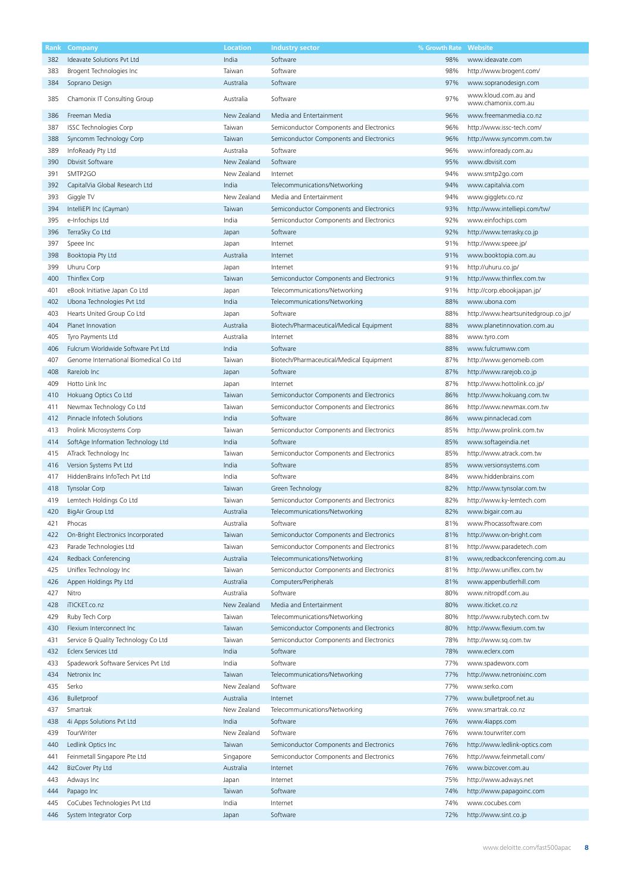| Rank | Company | Location | Industry sector | % Growth Rate | Website |
|---|---|---|---|---|---|
| 382 | Ideavate Solutions Pvt Ltd | India | Software | 98% | www.ideavate.com |
| 383 | Brogent Technologies Inc | Taiwan | Software | 98% | http://www.brogent.com/ |
| 384 | Soprano Design | Australia | Software | 97% | www.sopranodesign.com |
| 385 | Chamonix IT Consulting Group | Australia | Software | 97% | www.kloud.com.au and www.chamonix.com.au |
| 386 | Freeman Media | New Zealand | Media and Entertainment | 96% | www.freemanmedia.co.nz |
| 387 | ISSC Technologies Corp | Taiwan | Semiconductor Components and Electronics | 96% | http://www.issc-tech.com/ |
| 388 | Syncomm Technology Corp | Taiwan | Semiconductor Components and Electronics | 96% | http://www.syncomm.com.tw |
| 389 | InfoReady Pty Ltd | Australia | Software | 96% | www.infoready.com.au |
| 390 | Dbvisit Software | New Zealand | Software | 95% | www.dbvisit.com |
| 391 | SMTP2GO | New Zealand | Internet | 94% | www.smtp2go.com |
| 392 | CapitalVia Global Research Ltd | India | Telecommunications/Networking | 94% | www.capitalvia.com |
| 393 | Giggle TV | New Zealand | Media and Entertainment | 94% | www.giggletv.co.nz |
| 394 | IntelliEPI Inc (Cayman) | Taiwan | Semiconductor Components and Electronics | 93% | http://www.intelliepi.com/tw/ |
| 395 | e-Infochips Ltd | India | Semiconductor Components and Electronics | 92% | www.einfochips.com |
| 396 | TerraSky Co Ltd | Japan | Software | 92% | http://www.terrasky.co.jp |
| 397 | Speee Inc | Japan | Internet | 91% | http://www.speee.jp/ |
| 398 | Booktopia Pty Ltd | Australia | Internet | 91% | www.booktopia.com.au |
| 399 | Uhuru Corp | Japan | Internet | 91% | http://uhuru.co.jp/ |
| 400 | Thinflex Corp | Taiwan | Semiconductor Components and Electronics | 91% | http://www.thinflex.com.tw |
| 401 | eBook Initiative Japan Co Ltd | Japan | Telecommunications/Networking | 91% | http://corp.ebookjapan.jp/ |
| 402 | Ubona Technologies Pvt Ltd | India | Telecommunications/Networking | 88% | www.ubona.com |
| 403 | Hearts United Group Co Ltd | Japan | Software | 88% | http://www.heartsunitedgroup.co.jp/ |
| 404 | Planet Innovation | Australia | Biotech/Pharmaceutical/Medical Equipment | 88% | www.planetinnovation.com.au |
| 405 | Tyro Payments Ltd | Australia | Internet | 88% | www.tyro.com |
| 406 | Fulcrum Worldwide Software Pvt Ltd | India | Software | 88% | www.fulcrumww.com |
| 407 | Genome International Biomedical Co Ltd | Taiwan | Biotech/Pharmaceutical/Medical Equipment | 87% | http://www.genomeib.com |
| 408 | RareJob Inc | Japan | Software | 87% | http://www.rarejob.co.jp |
| 409 | Hotto Link Inc | Japan | Internet | 87% | http://www.hottolink.co.jp/ |
| 410 | Hokuang Optics Co Ltd | Taiwan | Semiconductor Components and Electronics | 86% | http://www.hokuang.com.tw |
| 411 | Newmax Technology Co Ltd | Taiwan | Semiconductor Components and Electronics | 86% | http://www.newmax.com.tw |
| 412 | Pinnacle Infotech Solutions | India | Software | 86% | www.pinnaclecad.com |
| 413 | Prolink Microsystems Corp | Taiwan | Semiconductor Components and Electronics | 85% | http://www.prolink.com.tw |
| 414 | SoftAge Information Technology Ltd | India | Software | 85% | www.softageindia.net |
| 415 | ATrack Technology Inc | Taiwan | Semiconductor Components and Electronics | 85% | http://www.atrack.com.tw |
| 416 | Version Systems Pvt Ltd | India | Software | 85% | www.versionsystems.com |
| 417 | HiddenBrains InfoTech Pvt Ltd | India | Software | 84% | www.hiddenbrains.com |
| 418 | Tynsolar Corp | Taiwan | Green Technology | 82% | http://www.tynsolar.com.tw |
| 419 | Lemtech Holdings Co Ltd | Taiwan | Semiconductor Components and Electronics | 82% | http://www.ky-lemtech.com |
| 420 | BigAir Group Ltd | Australia | Telecommunications/Networking | 82% | www.bigair.com.au |
| 421 | Phocas | Australia | Software | 81% | www.Phocassoftware.com |
| 422 | On-Bright Electronics Incorporated | Taiwan | Semiconductor Components and Electronics | 81% | http://www.on-bright.com |
| 423 | Parade Technologies Ltd | Taiwan | Semiconductor Components and Electronics | 81% | http://www.paradetech.com |
| 424 | Redback Conferencing | Australia | Telecommunications/Networking | 81% | www,redbackconferencing.com.au |
| 425 | Uniflex Technology Inc | Taiwan | Semiconductor Components and Electronics | 81% | http://www.uniflex.com.tw |
| 426 | Appen Holdings Pty Ltd | Australia | Computers/Peripherals | 81% | www.appenbutlerhill.com |
| 427 | Nitro | Australia | Software | 80% | www.nitropdf.com.au |
| 428 | iTICKET.co.nz | New Zealand | Media and Entertainment | 80% | www.iticket.co.nz |
| 429 | Ruby Tech Corp | Taiwan | Telecommunications/Networking | 80% | http://www.rubytech.com.tw |
| 430 | Flexium Interconnect Inc | Taiwan | Semiconductor Components and Electronics | 80% | http://www.flexium.com.tw |
| 431 | Service & Quality Technology Co Ltd | Taiwan | Semiconductor Components and Electronics | 78% | http://www.sq.com.tw |
| 432 | Eclerx Services Ltd | India | Software | 78% | www.eclerx.com |
| 433 | Spadework Software Services Pvt Ltd | India | Software | 77% | www.spadeworx.com |
| 434 | Netronix Inc | Taiwan | Telecommunications/Networking | 77% | http://www.netronixinc.com |
| 435 | Serko | New Zealand | Software | 77% | www.serko.com |
| 436 | Bulletproof | Australia | Internet | 77% | www.bulletproof.net.au |
| 437 | Smartrak | New Zealand | Telecommunications/Networking | 76% | www.smartrak.co.nz |
| 438 | 4i Apps Solutions Pvt Ltd | India | Software | 76% | www.4iapps.com |
| 439 | TourWriter | New Zealand | Software | 76% | www.tourwriter.com |
| 440 | Ledlink Optics Inc | Taiwan | Semiconductor Components and Electronics | 76% | http://www.ledlink-optics.com |
| 441 | Feinmetall Singapore Pte Ltd | Singapore | Semiconductor Components and Electronics | 76% | http://www.feinmetall.com/ |
| 442 | BizCover Pty Ltd | Australia | Internet | 76% | www.bizcover.com.au |
| 443 | Adways Inc | Japan | Internet | 75% | http://www.adways.net |
| 444 | Papago Inc | Taiwan | Software | 74% | http://www.papagoinc.com |
| 445 | CoCubes Technologies Pvt Ltd | India | Internet | 74% | www.cocubes.com |
| 446 | System Integrator Corp | Japan | Software | 72% | http://www.sint.co.jp |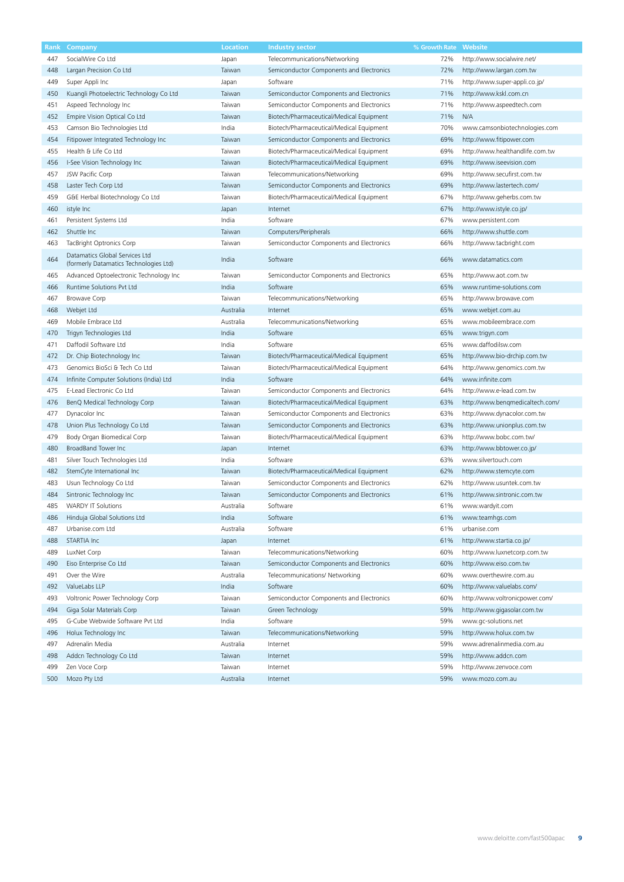| Rank | Company | Location | Industry sector | % Growth Rate | Website |
|---|---|---|---|---|---|
| 447 | SocialWire Co Ltd | Japan | Telecommunications/Networking | 72% | http://www.socialwire.net/ |
| 448 | Largan Precision Co Ltd | Taiwan | Semiconductor Components and Electronics | 72% | http://www.largan.com.tw |
| 449 | Super Appli Inc | Japan | Software | 71% | http://www.super-appli.co.jp/ |
| 450 | Kuangli Photoelectric Technology Co Ltd | Taiwan | Semiconductor Components and Electronics | 71% | http://www.kskl.com.cn |
| 451 | Aspeed Technology Inc | Taiwan | Semiconductor Components and Electronics | 71% | http://www.aspeedtech.com |
| 452 | Empire Vision Optical Co Ltd | Taiwan | Biotech/Pharmaceutical/Medical Equipment | 71% | N/A |
| 453 | Camson Bio Technologies Ltd | India | Biotech/Pharmaceutical/Medical Equipment | 70% | www.camsonbiotechnologies.com |
| 454 | Fitipower Integrated Technology Inc | Taiwan | Semiconductor Components and Electronics | 69% | http://www.fitipower.com |
| 455 | Health & Life Co Ltd | Taiwan | Biotech/Pharmaceutical/Medical Equipment | 69% | http://www.healthandlife.com.tw |
| 456 | I-See Vision Technology Inc | Taiwan | Biotech/Pharmaceutical/Medical Equipment | 69% | http://www.iseevision.com |
| 457 | JSW Pacific Corp | Taiwan | Telecommunications/Networking | 69% | http://www.secufirst.com.tw |
| 458 | Laster Tech Corp Ltd | Taiwan | Semiconductor Components and Electronics | 69% | http://www.lastertech.com/ |
| 459 | G&E Herbal Biotechnology Co Ltd | Taiwan | Biotech/Pharmaceutical/Medical Equipment | 67% | http://www.geherbs.com.tw |
| 460 | istyle Inc | Japan | Internet | 67% | http://www.istyle.co.jp/ |
| 461 | Persistent Systems Ltd | India | Software | 67% | www.persistent.com |
| 462 | Shuttle Inc | Taiwan | Computers/Peripherals | 66% | http://www.shuttle.com |
| 463 | TacBright Optronics Corp | Taiwan | Semiconductor Components and Electronics | 66% | http://www.tacbright.com |
| 464 | Datamatics Global Services Ltd (formerly Datamatics Technologies Ltd) | India | Software | 66% | www.datamatics.com |
| 465 | Advanced Optoelectronic Technology Inc | Taiwan | Semiconductor Components and Electronics | 65% | http://www.aot.com.tw |
| 466 | Runtime Solutions Pvt Ltd | India | Software | 65% | www.runtime-solutions.com |
| 467 | Browave Corp | Taiwan | Telecommunications/Networking | 65% | http://www.browave.com |
| 468 | Webjet Ltd | Australia | Internet | 65% | www.webjet.com.au |
| 469 | Mobile Embrace Ltd | Australia | Telecommunications/Networking | 65% | www.mobileembrace.com |
| 470 | Trigyn Technologies Ltd | India | Software | 65% | www.trigyn.com |
| 471 | Daffodil Software Ltd | India | Software | 65% | www.daffodilsw.com |
| 472 | Dr. Chip Biotechnology Inc | Taiwan | Biotech/Pharmaceutical/Medical Equipment | 65% | http://www.bio-drchip.com.tw |
| 473 | Genomics BioSci & Tech Co Ltd | Taiwan | Biotech/Pharmaceutical/Medical Equipment | 64% | http://www.genomics.com.tw |
| 474 | Infinite Computer Solutions (India) Ltd | India | Software | 64% | www.infinite.com |
| 475 | E-Lead Electronic Co Ltd | Taiwan | Semiconductor Components and Electronics | 64% | http://www.e-lead.com.tw |
| 476 | BenQ Medical Technology Corp | Taiwan | Biotech/Pharmaceutical/Medical Equipment | 63% | http://www.benqmedicaltech.com/ |
| 477 | Dynacolor Inc | Taiwan | Semiconductor Components and Electronics | 63% | http://www.dynacolor.com.tw |
| 478 | Union Plus Technology Co Ltd | Taiwan | Semiconductor Components and Electronics | 63% | http://www.unionplus.com.tw |
| 479 | Body Organ Biomedical Corp | Taiwan | Biotech/Pharmaceutical/Medical Equipment | 63% | http://www.bobc.com.tw/ |
| 480 | BroadBand Tower Inc | Japan | Internet | 63% | http://www.bbtower.co.jp/ |
| 481 | Silver Touch Technologies Ltd | India | Software | 63% | www.silvertouch.com |
| 482 | StemCyte International Inc | Taiwan | Biotech/Pharmaceutical/Medical Equipment | 62% | http://www.stemcyte.com |
| 483 | Usun Technology Co Ltd | Taiwan | Semiconductor Components and Electronics | 62% | http://www.usuntek.com.tw |
| 484 | Sintronic Technology Inc | Taiwan | Semiconductor Components and Electronics | 61% | http://www.sintronic.com.tw |
| 485 | WARDY IT Solutions | Australia | Software | 61% | www.wardyit.com |
| 486 | Hinduja Global Solutions Ltd | India | Software | 61% | www.teamhgs.com |
| 487 | Urbanise.com Ltd | Australia | Software | 61% | urbanise.com |
| 488 | STARTIA Inc | Japan | Internet | 61% | http://www.startia.co.jp/ |
| 489 | LuxNet Corp | Taiwan | Telecommunications/Networking | 60% | http://www.luxnetcorp.com.tw |
| 490 | Eiso Enterprise Co Ltd | Taiwan | Semiconductor Components and Electronics | 60% | http://www.eiso.com.tw |
| 491 | Over the Wire | Australia | Telecommunications/ Networking | 60% | www.overthewire.com.au |
| 492 | ValueLabs LLP | India | Software | 60% | http://www.valuelabs.com/ |
| 493 | Voltronic Power Technology Corp | Taiwan | Semiconductor Components and Electronics | 60% | http://www.voltronicpower.com/ |
| 494 | Giga Solar Materials Corp | Taiwan | Green Technology | 59% | http://www.gigasolar.com.tw |
| 495 | G-Cube Webwide Software Pvt Ltd | India | Software | 59% | www.gc-solutions.net |
| 496 | Holux Technology Inc | Taiwan | Telecommunications/Networking | 59% | http://www.holux.com.tw |
| 497 | Adrenalin Media | Australia | Internet | 59% | www.adrenalinmedia.com.au |
| 498 | Addcn Technology Co Ltd | Taiwan | Internet | 59% | http://www.addcn.com |
| 499 | Zen Voce Corp | Taiwan | Internet | 59% | http://www.zenvoce.com |
| 500 | Mozo Pty Ltd | Australia | Internet | 59% | www.mozo.com.au |

www.deloitte.com/fast500apac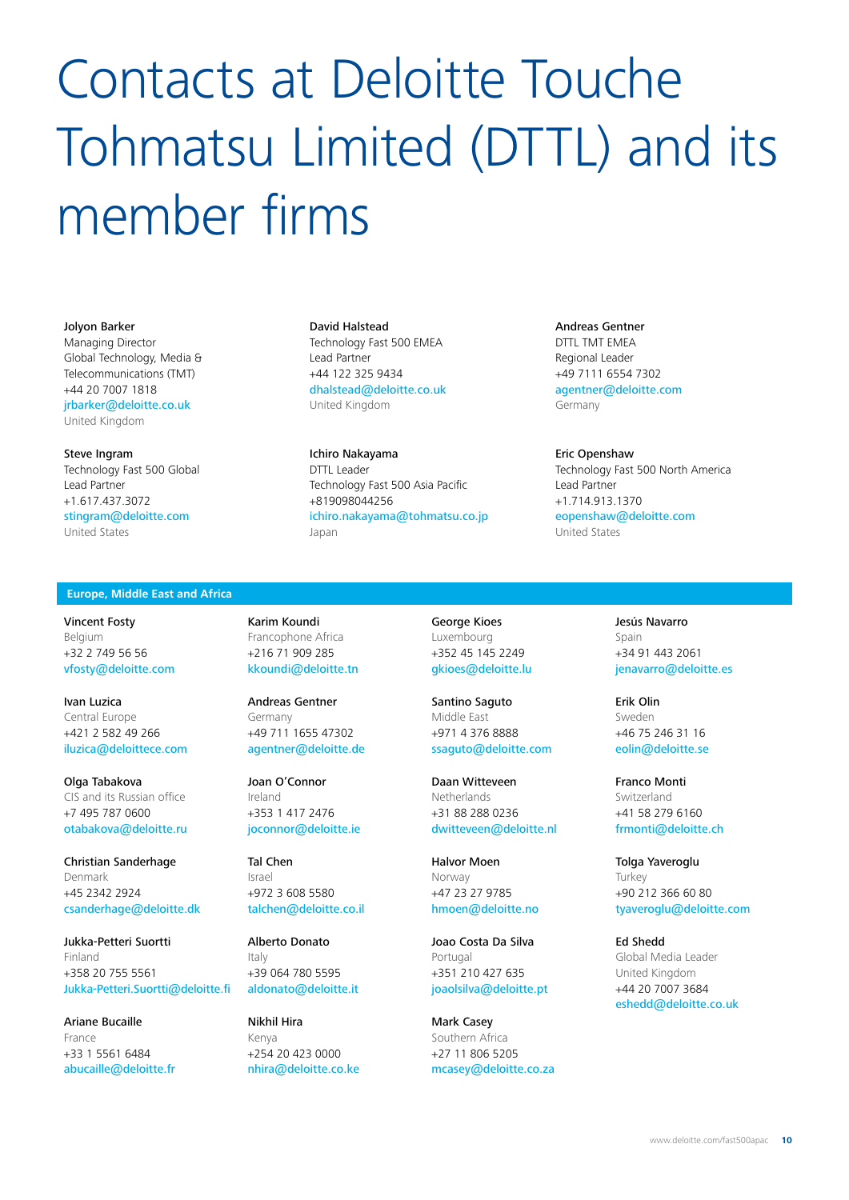# Contacts at Deloitte Touche Tohmatsu Limited (DTTL) and its member firms

**Jolyon Barker**
Managing Director
Global Technology, Media & Telecommunications (TMT)
+44 20 7007 1818
jrbarker@deloitte.co.uk
United Kingdom

**David Halstead**
Technology Fast 500 EMEA
Lead Partner
+44 122 325 9434
dhalstead@deloitte.co.uk
United Kingdom

**Andreas Gentner**
DTTL TMT EMEA
Regional Leader
+49 7111 6554 7302
agentner@deloitte.com
Germany

**Steve Ingram**
Technology Fast 500 Global
Lead Partner
+1.617.437.3072
stingram@deloitte.com
United States

**Ichiro Nakayama**
DTTL Leader
Technology Fast 500 Asia Pacific
+819098044256
ichiro.nakayama@tohmatsu.co.jp
Japan

**Eric Openshaw**
Technology Fast 500 North America
Lead Partner
+1.714.913.1370
eopenshaw@deloitte.com
United States

## Europe, Middle East and Africa

**Vincent Fosty**
Belgium
+32 2 749 56 56
vfosty@deloitte.com

**Ivan Luzica**
Central Europe
+421 2 582 49 266
iluzica@deloittece.com

**Olga Tabakova**
CIS and its Russian office
+7 495 787 0600
otabakova@deloitte.ru

**Christian Sanderhage**
Denmark
+45 2342 2924
csanderhage@deloitte.dk

**Jukka-Petteri Suortti**
Finland
+358 20 755 5561
Jukka-Petteri.Suortti@deloitte.fi

**Ariane Bucaille**
France
+33 1 5561 6484
abucaille@deloitte.fr

**Karim Koundi**
Francophone Africa
+216 71 909 285
kkoundi@deloitte.tn

**Andreas Gentner**
Germany
+49 711 1655 47302
agentner@deloitte.de

**Joan O'Connor**
Ireland
+353 1 417 2476
joconnor@deloitte.ie

**Tal Chen**
Israel
+972 3 608 5580
talchen@deloitte.co.il

**Alberto Donato**
Italy
+39 064 780 5595
aldonato@deloitte.it

**Nikhil Hira**
Kenya
+254 20 423 0000
nhira@deloitte.co.ke

**George Kioes**
Luxembourg
+352 45 145 2249
gkioes@deloitte.lu

**Santino Saguto**
Middle East
+971 4 376 8888
ssaguto@deloitte.com

**Daan Witteveen**
Netherlands
+31 88 288 0236
dwitteveen@deloitte.nl

**Halvor Moen**
Norway
+47 23 27 9785
hmoen@deloitte.no

**Joao Costa Da Silva**
Portugal
+351 210 427 635
joaolsilva@deloitte.pt

**Mark Casey**
Southern Africa
+27 11 806 5205
mcasey@deloitte.co.za

**Jesús Navarro**
Spain
+34 91 443 2061
jenavarro@deloitte.es

**Erik Olin**
Sweden
+46 75 246 31 16
eolin@deloitte.se

**Franco Monti**
Switzerland
+41 58 279 6160
frmonti@deloitte.ch

**Tolga Yaveroglu**
Turkey
+90 212 366 60 80
tyaveroglu@deloitte.com

**Ed Shedd**
Global Media Leader
United Kingdom
+44 20 7007 3684
eshedd@deloitte.co.uk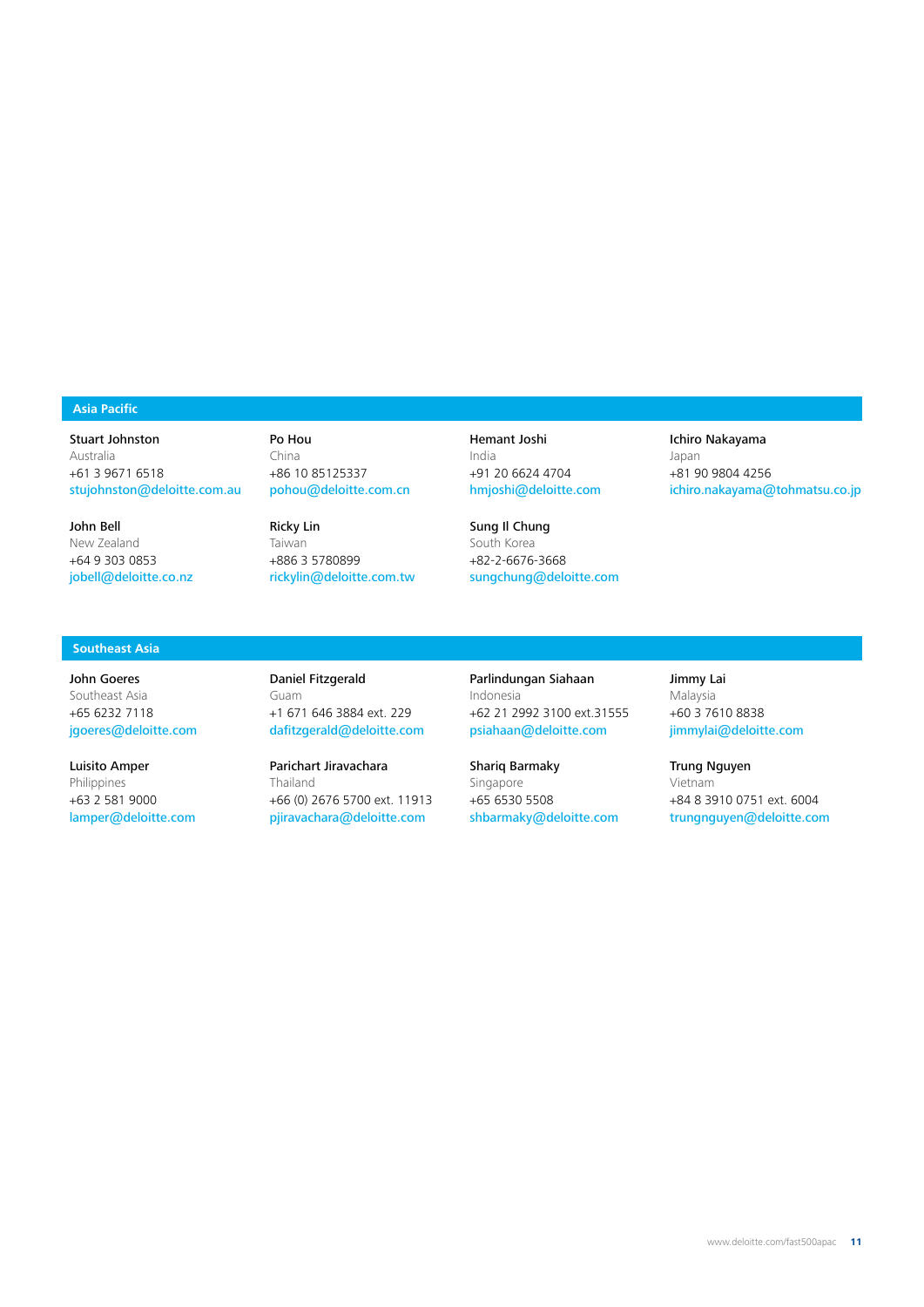## Asia Pacific

**Stuart Johnston**
Australia
+61 3 9671 6518
stujohnston@deloitte.com.au

**Po Hou**
China
+86 10 85125337
pohou@deloitte.com.cn

**Hemant Joshi**
India
+91 20 6624 4704
hmjoshi@deloitte.com

**Ichiro Nakayama**
Japan
+81 90 9804 4256
ichiro.nakayama@tohmatsu.co.jp

**John Bell**
New Zealand
+64 9 303 0853
jobell@deloitte.co.nz

**Ricky Lin**
Taiwan
+886 3 5780899
rickylin@deloitte.com.tw

**Sung Il Chung**
South Korea
+82-2-6676-3668
sungchung@deloitte.com

## Southeast Asia

**John Goeres**
Southeast Asia
+65 6232 7118
jgoeres@deloitte.com

**Daniel Fitzgerald**
Guam
+1 671 646 3884 ext. 229
dafitzgerald@deloitte.com

**Parlindungan Siahaan**
Indonesia
+62 21 2992 3100 ext.31555
psiahaan@deloitte.com

**Jimmy Lai**
Malaysia
+60 3 7610 8838
jimmylai@deloitte.com

**Luisito Amper**
Philippines
+63 2 581 9000
lamper@deloitte.com

**Parichart Jiravachara**
Thailand
+66 (0) 2676 5700 ext. 11913
pjiravachara@deloitte.com

**Shariq Barmaky**
Singapore
+65 6530 5508
shbarmaky@deloitte.com

**Trung Nguyen**
Vietnam
+84 8 3910 0751 ext. 6004
trungnguyen@deloitte.com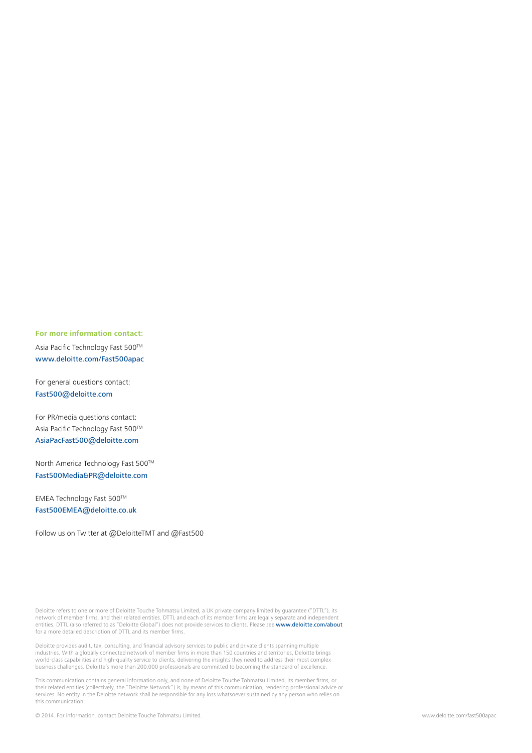**For more information contact:**

Asia Pacific Technology Fast 500™
www.deloitte.com/Fast500apac

For general questions contact:
Fast500@deloitte.com

For PR/media questions contact:
Asia Pacific Technology Fast 500™
AsiaPacFast500@deloitte.com

North America Technology Fast 500™
Fast500Media&PR@deloitte.com

EMEA Technology Fast 500™
Fast500EMEA@deloitte.co.uk

Follow us on Twitter at @DeloitteTMT and @Fast500

Deloitte refers to one or more of Deloitte Touche Tohmatsu Limited, a UK private company limited by guarantee ("DTTL"), its network of member firms, and their related entities. DTTL and each of its member firms are legally separate and independent entities. DTTL (also referred to as "Deloitte Global") does not provide services to clients. Please see www.deloitte.com/about for a more detailed description of DTTL and its member firms.

Deloitte provides audit, tax, consulting, and financial advisory services to public and private clients spanning multiple industries. With a globally connected network of member firms in more than 150 countries and territories, Deloitte brings world-class capabilities and high-quality service to clients, delivering the insights they need to address their most complex business challenges. Deloitte's more than 200,000 professionals are committed to becoming the standard of excellence.

This communication contains general information only, and none of Deloitte Touche Tohmatsu Limited, its member firms, or their related entities (collectively, the "Deloitte Network") is, by means of this communication, rendering professional advice or services. No entity in the Deloitte network shall be responsible for any loss whatsoever sustained by any person who relies on this communication.

© 2014. For information, contact Deloitte Touche Tohmatsu Limited.

www.deloitte.com/fast500apac